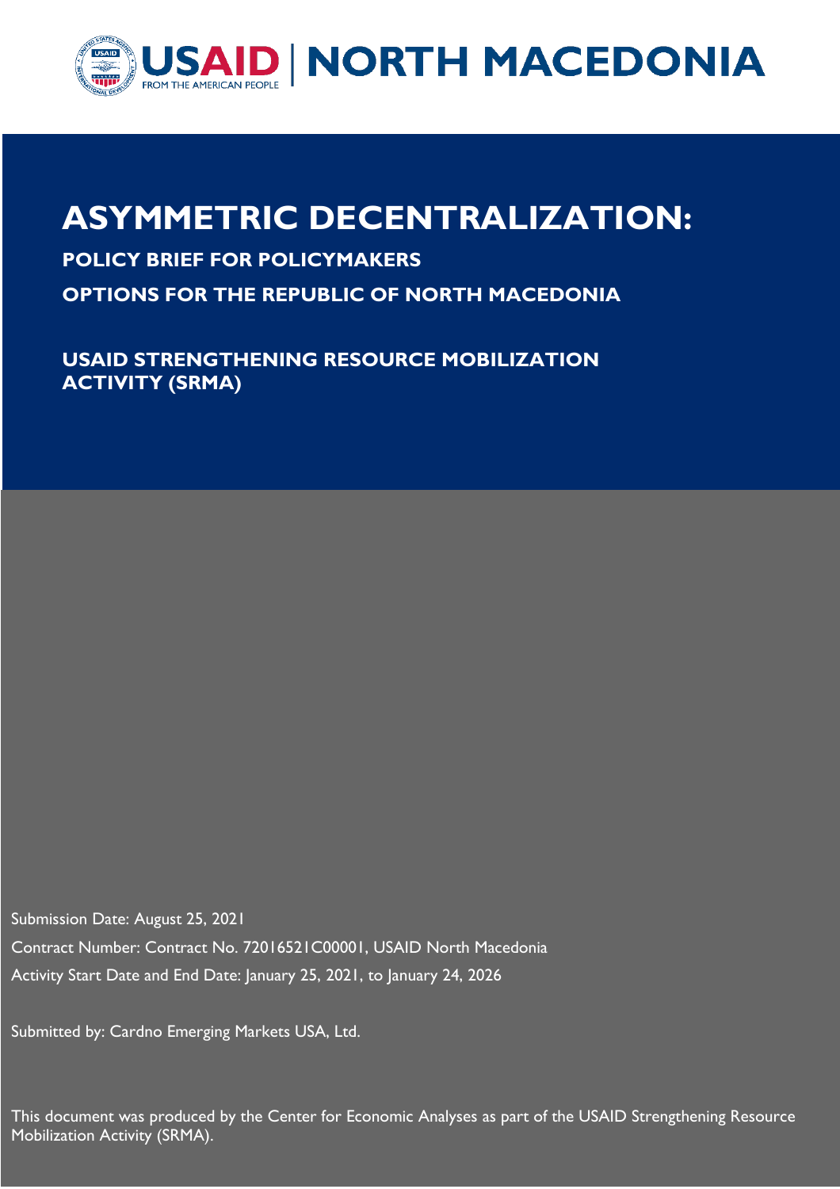USAID | NORTH MACEDONIA

FROM THE AMERICAN PEOPLE

# ASYMMETRIC DECENTRALIZATION:

## POLICY BRIEF FOR POLICYMAKERS

## OPTIONS FOR THE REPUBLIC OF NORTH MACEDONIA

## USAID STRENGTHENING RESOURCE MOBILIZATION ACTIVITY (SRMA)

Submission Date: August 25, 2021

Contract Number: Contract No. 72016521C00001, USAID North Macedonia

Activity Start Date and End Date: January 25, 2021, to January 24, 2026

Submitted by: Cardno Emerging Markets USA, Ltd.

This document was produced by the Center for Economic Analyses as part of the USAID Strengthening Resource Mobilization Activity (SRMA).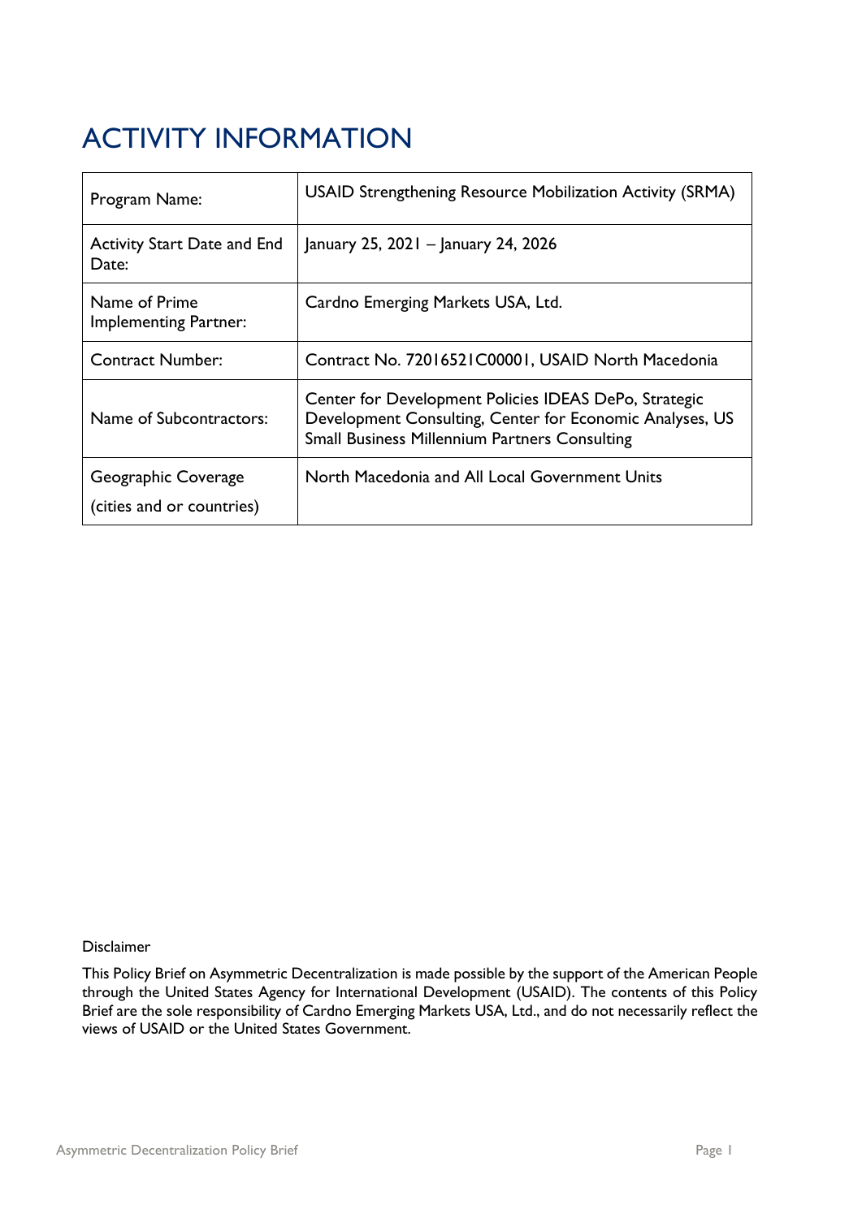# ACTIVITY INFORMATION

| | |
|---|---|
| Program Name: | USAID Strengthening Resource Mobilization Activity (SRMA) |
| Activity Start Date and End Date: | January 25, 2021 – January 24, 2026 |
| Name of Prime Implementing Partner: | Cardno Emerging Markets USA, Ltd. |
| Contract Number: | Contract No. 72016521C00001, USAID North Macedonia |
| Name of Subcontractors: | Center for Development Policies IDEAS DePo, Strategic Development Consulting, Center for Economic Analyses, US Small Business Millennium Partners Consulting |
| Geographic Coverage (cities and or countries) | North Macedonia and All Local Government Units |

Disclaimer

This Policy Brief on Asymmetric Decentralization is made possible by the support of the American People through the United States Agency for International Development (USAID). The contents of this Policy Brief are the sole responsibility of Cardno Emerging Markets USA, Ltd., and do not necessarily reflect the views of USAID or the United States Government.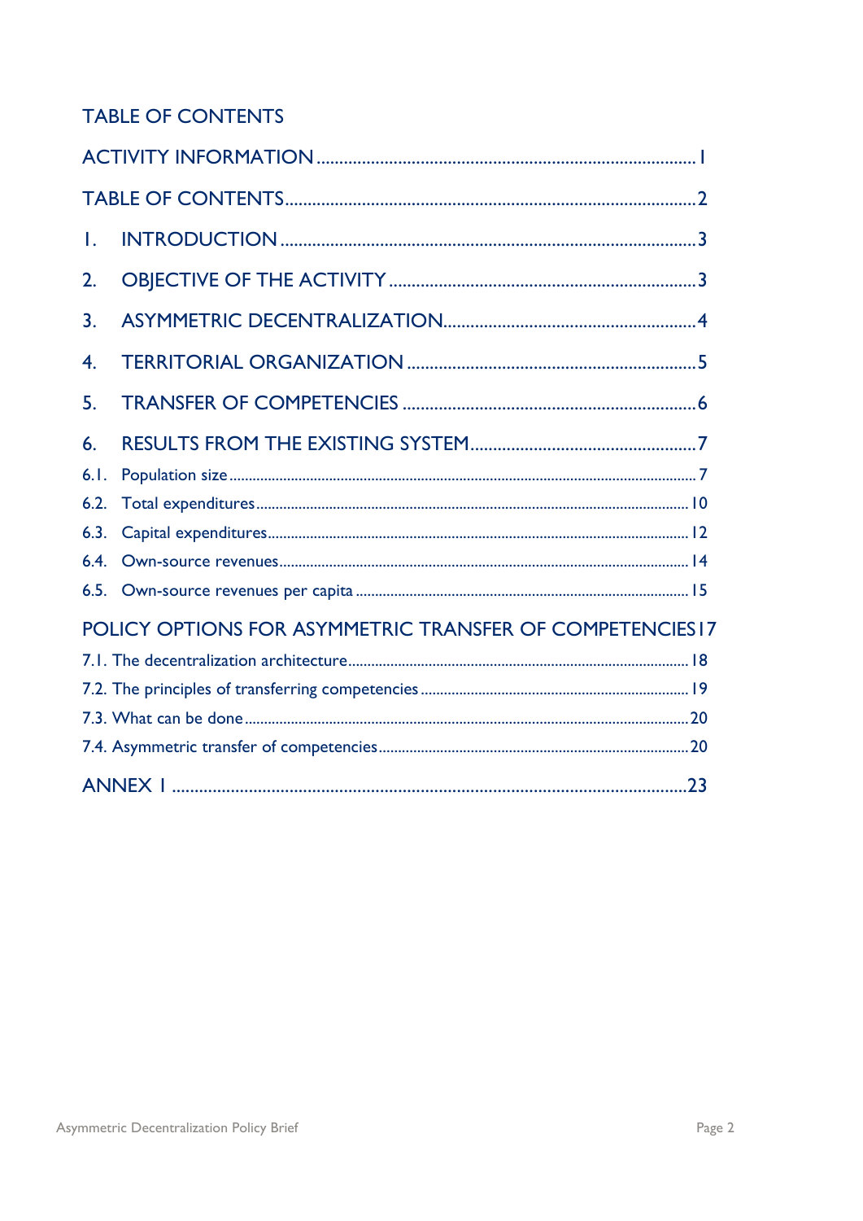# TABLE OF CONTENTS

ACTIVITY INFORMATION .................................................................................. 1

TABLE OF CONTENTS ........................................................................................ 2

1. INTRODUCTION ........................................................................................... 3

2. OBJECTIVE OF THE ACTIVITY .................................................................... 3

3. ASYMMETRIC DECENTRALIZATION ........................................................ 4

4. TERRITORIAL ORGANIZATION .................................................................. 5

5. TRANSFER OF COMPETENCIES ................................................................. 6

6. RESULTS FROM THE EXISTING SYSTEM ................................................. 7

6.1. Population size ............................................................................................ 7

6.2. Total expenditures ....................................................................................... 10

6.3. Capital expenditures .................................................................................... 12

6.4. Own-source revenues .................................................................................. 14

6.5. Own-source revenues per capita ................................................................ 15

POLICY OPTIONS FOR ASYMMETRIC TRANSFER OF COMPETENCIES 17

7.1. The decentralization architecture ................................................................ 18

7.2. The principles of transferring competencies ............................................... 19

7.3. What can be done ......................................................................................... 20

7.4. Asymmetric transfer of competencies .......................................................... 20

ANNEX 1 .............................................................................................................. 23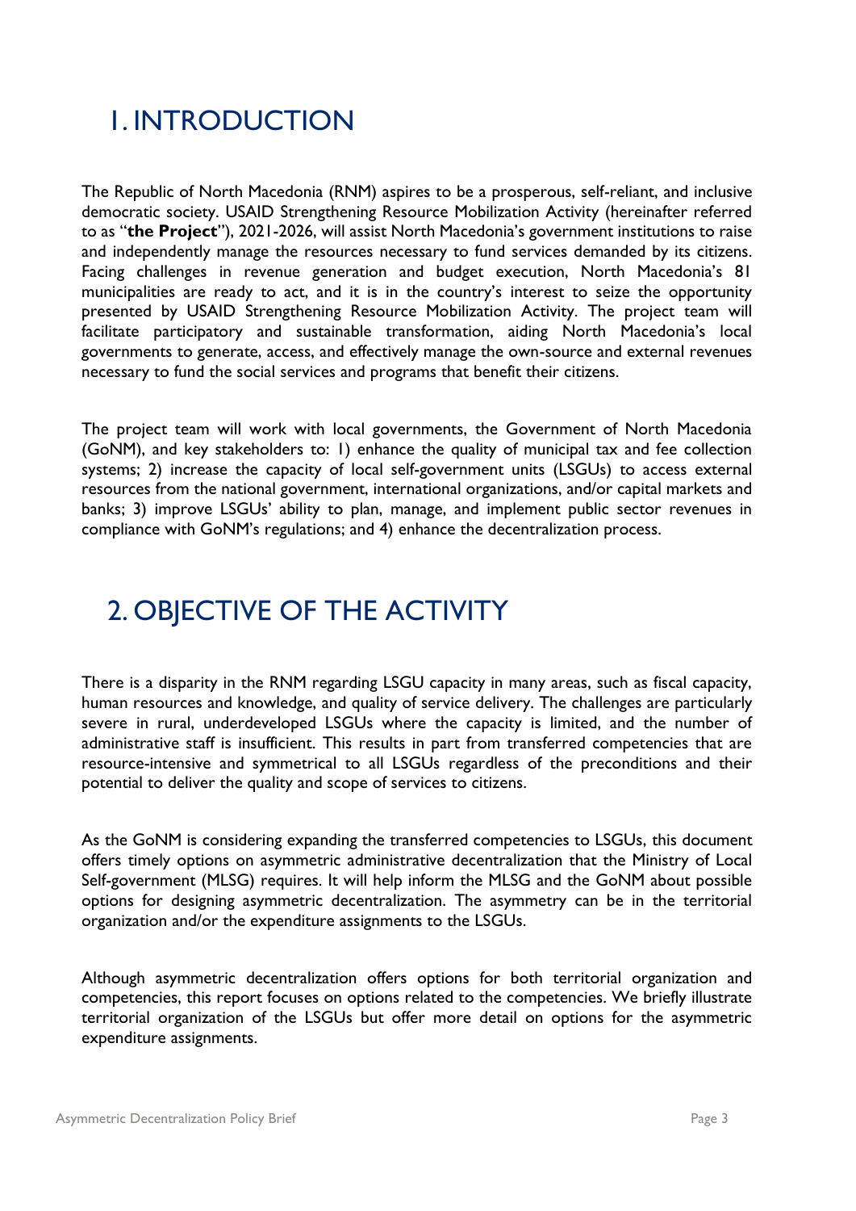# 1. INTRODUCTION

The Republic of North Macedonia (RNM) aspires to be a prosperous, self-reliant, and inclusive democratic society. USAID Strengthening Resource Mobilization Activity (hereinafter referred to as "**the Project**"), 2021-2026, will assist North Macedonia's government institutions to raise and independently manage the resources necessary to fund services demanded by its citizens. Facing challenges in revenue generation and budget execution, North Macedonia's 81 municipalities are ready to act, and it is in the country's interest to seize the opportunity presented by USAID Strengthening Resource Mobilization Activity. The project team will facilitate participatory and sustainable transformation, aiding North Macedonia's local governments to generate, access, and effectively manage the own-source and external revenues necessary to fund the social services and programs that benefit their citizens.

The project team will work with local governments, the Government of North Macedonia (GoNM), and key stakeholders to: 1) enhance the quality of municipal tax and fee collection systems; 2) increase the capacity of local self-government units (LSGUs) to access external resources from the national government, international organizations, and/or capital markets and banks; 3) improve LSGUs' ability to plan, manage, and implement public sector revenues in compliance with GoNM's regulations; and 4) enhance the decentralization process.

# 2. OBJECTIVE OF THE ACTIVITY

There is a disparity in the RNM regarding LSGU capacity in many areas, such as fiscal capacity, human resources and knowledge, and quality of service delivery. The challenges are particularly severe in rural, underdeveloped LSGUs where the capacity is limited, and the number of administrative staff is insufficient. This results in part from transferred competencies that are resource-intensive and symmetrical to all LSGUs regardless of the preconditions and their potential to deliver the quality and scope of services to citizens.

As the GoNM is considering expanding the transferred competencies to LSGUs, this document offers timely options on asymmetric administrative decentralization that the Ministry of Local Self-government (MLSG) requires. It will help inform the MLSG and the GoNM about possible options for designing asymmetric decentralization. The asymmetry can be in the territorial organization and/or the expenditure assignments to the LSGUs.

Although asymmetric decentralization offers options for both territorial organization and competencies, this report focuses on options related to the competencies. We briefly illustrate territorial organization of the LSGUs but offer more detail on options for the asymmetric expenditure assignments.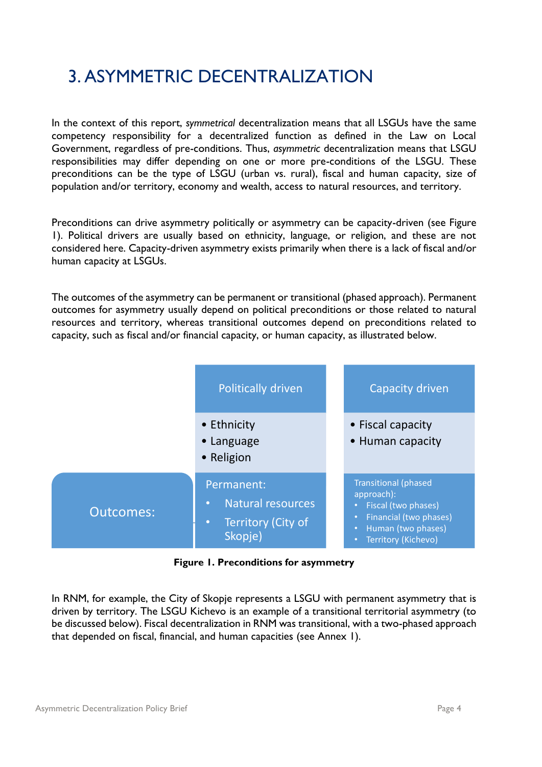# 3. ASYMMETRIC DECENTRALIZATION

In the context of this report, *symmetrical* decentralization means that all LSGUs have the same competency responsibility for a decentralized function as defined in the Law on Local Government, regardless of pre-conditions. Thus, *asymmetric* decentralization means that LSGU responsibilities may differ depending on one or more pre-conditions of the LSGU. These preconditions can be the type of LSGU (urban vs. rural), fiscal and human capacity, size of population and/or territory, economy and wealth, access to natural resources, and territory.

Preconditions can drive asymmetry politically or asymmetry can be capacity-driven (see Figure 1). Political drivers are usually based on ethnicity, language, or religion, and these are not considered here. Capacity-driven asymmetry exists primarily when there is a lack of fiscal and/or human capacity at LSGUs.

The outcomes of the asymmetry can be permanent or transitional (phased approach). Permanent outcomes for asymmetry usually depend on political preconditions or those related to natural resources and territory, whereas transitional outcomes depend on preconditions related to capacity, such as fiscal and/or financial capacity, or human capacity, as illustrated below.

| | Politically driven | Capacity driven |
|---|---|---|
| | • Ethnicity<br>• Language<br>• Religion | • Fiscal capacity<br>• Human capacity |
| Outcomes: | Permanent:<br>• Natural resources<br>• Territory (City of Skopje) | Transitional (phased approach):<br>• Fiscal (two phases)<br>• Financial (two phases)<br>• Human (two phases)<br>• Territory (Kichevo) |

**Figure 1. Preconditions for asymmetry**

In RNM, for example, the City of Skopje represents a LSGU with permanent asymmetry that is driven by territory. The LSGU Kichevo is an example of a transitional territorial asymmetry (to be discussed below). Fiscal decentralization in RNM was transitional, with a two-phased approach that depended on fiscal, financial, and human capacities (see Annex 1).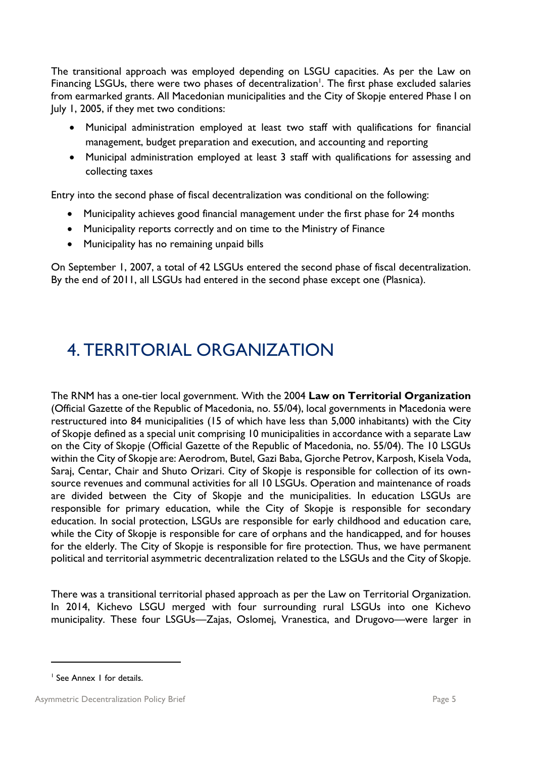The transitional approach was employed depending on LSGU capacities. As per the Law on Financing LSGUs, there were two phases of decentralization[1]. The first phase excluded salaries from earmarked grants. All Macedonian municipalities and the City of Skopje entered Phase I on July 1, 2005, if they met two conditions:

- Municipal administration employed at least two staff with qualifications for financial management, budget preparation and execution, and accounting and reporting
- Municipal administration employed at least 3 staff with qualifications for assessing and collecting taxes

Entry into the second phase of fiscal decentralization was conditional on the following:

- Municipality achieves good financial management under the first phase for 24 months
- Municipality reports correctly and on time to the Ministry of Finance
- Municipality has no remaining unpaid bills

On September 1, 2007, a total of 42 LSGUs entered the second phase of fiscal decentralization. By the end of 2011, all LSGUs had entered in the second phase except one (Plasnica).

# 4. TERRITORIAL ORGANIZATION

The RNM has a one-tier local government. With the 2004 **Law on Territorial Organization** (Official Gazette of the Republic of Macedonia, no. 55/04), local governments in Macedonia were restructured into 84 municipalities (15 of which have less than 5,000 inhabitants) with the City of Skopje defined as a special unit comprising 10 municipalities in accordance with a separate Law on the City of Skopje (Official Gazette of the Republic of Macedonia, no. 55/04). The 10 LSGUs within the City of Skopje are: Aerodrom, Butel, Gazi Baba, Gjorche Petrov, Karposh, Kisela Voda, Saraj, Centar, Chair and Shuto Orizari. City of Skopje is responsible for collection of its own-source revenues and communal activities for all 10 LSGUs. Operation and maintenance of roads are divided between the City of Skopje and the municipalities. In education LSGUs are responsible for primary education, while the City of Skopje is responsible for secondary education. In social protection, LSGUs are responsible for early childhood and education care, while the City of Skopje is responsible for care of orphans and the handicapped, and for houses for the elderly. The City of Skopje is responsible for fire protection. Thus, we have permanent political and territorial asymmetric decentralization related to the LSGUs and the City of Skopje.

There was a transitional territorial phased approach as per the Law on Territorial Organization. In 2014, Kichevo LSGU merged with four surrounding rural LSGUs into one Kichevo municipality. These four LSGUs—Zajas, Oslomej, Vranestica, and Drugovo—were larger in

[1] See Annex 1 for details.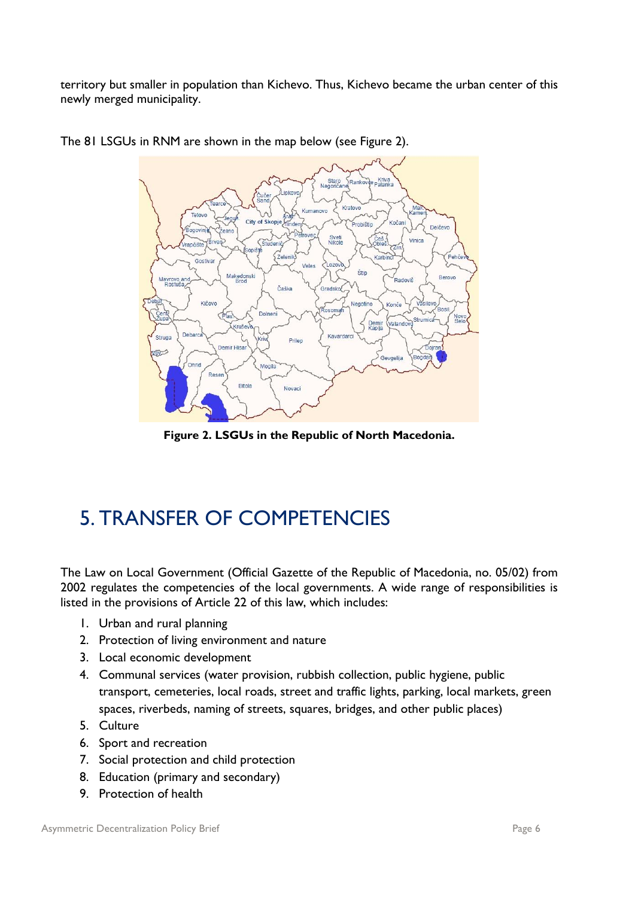territory but smaller in population than Kichevo. Thus, Kichevo became the urban center of this newly merged municipality.

The 81 LSGUs in RNM are shown in the map below (see Figure 2).

**Figure 2. LSGUs in the Republic of North Macedonia.**

# 5. TRANSFER OF COMPETENCIES

The Law on Local Government (Official Gazette of the Republic of Macedonia, no. 05/02) from 2002 regulates the competencies of the local governments. A wide range of responsibilities is listed in the provisions of Article 22 of this law, which includes:

1. Urban and rural planning
2. Protection of living environment and nature
3. Local economic development
4. Communal services (water provision, rubbish collection, public hygiene, public transport, cemeteries, local roads, street and traffic lights, parking, local markets, green spaces, riverbeds, naming of streets, squares, bridges, and other public places)
5. Culture
6. Sport and recreation
7. Social protection and child protection
8. Education (primary and secondary)
9. Protection of health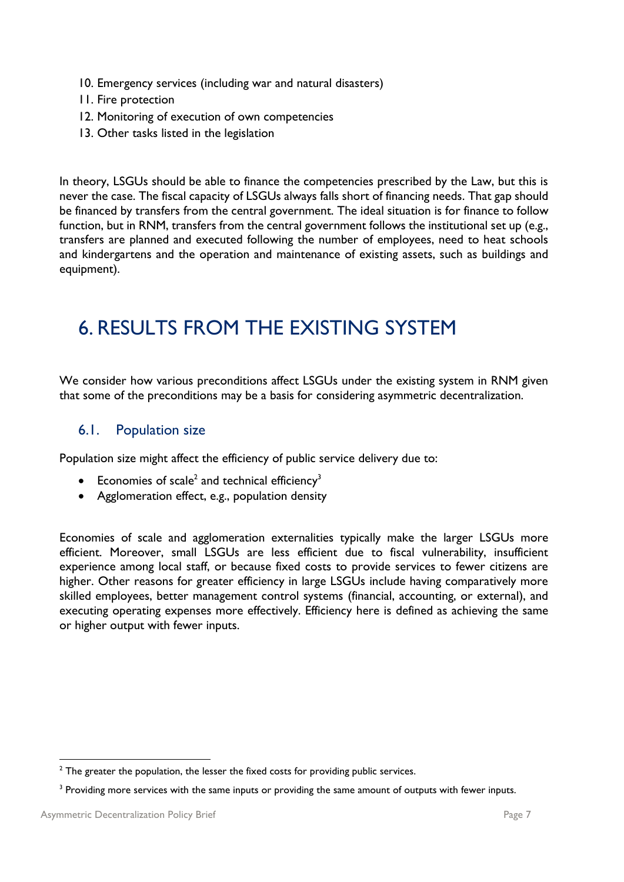10. Emergency services (including war and natural disasters)
11. Fire protection
12. Monitoring of execution of own competencies
13. Other tasks listed in the legislation

In theory, LSGUs should be able to finance the competencies prescribed by the Law, but this is never the case. The fiscal capacity of LSGUs always falls short of financing needs. That gap should be financed by transfers from the central government. The ideal situation is for finance to follow function, but in RNM, transfers from the central government follows the institutional set up (e.g., transfers are planned and executed following the number of employees, need to heat schools and kindergartens and the operation and maintenance of existing assets, such as buildings and equipment).

# 6. RESULTS FROM THE EXISTING SYSTEM

We consider how various preconditions affect LSGUs under the existing system in RNM given that some of the preconditions may be a basis for considering asymmetric decentralization.

## 6.1. Population size

Population size might affect the efficiency of public service delivery due to:

- Economies of scale[2] and technical efficiency[3]
- Agglomeration effect, e.g., population density

Economies of scale and agglomeration externalities typically make the larger LSGUs more efficient. Moreover, small LSGUs are less efficient due to fiscal vulnerability, insufficient experience among local staff, or because fixed costs to provide services to fewer citizens are higher. Other reasons for greater efficiency in large LSGUs include having comparatively more skilled employees, better management control systems (financial, accounting, or external), and executing operating expenses more effectively. Efficiency here is defined as achieving the same or higher output with fewer inputs.

[2] The greater the population, the lesser the fixed costs for providing public services.

[3] Providing more services with the same inputs or providing the same amount of outputs with fewer inputs.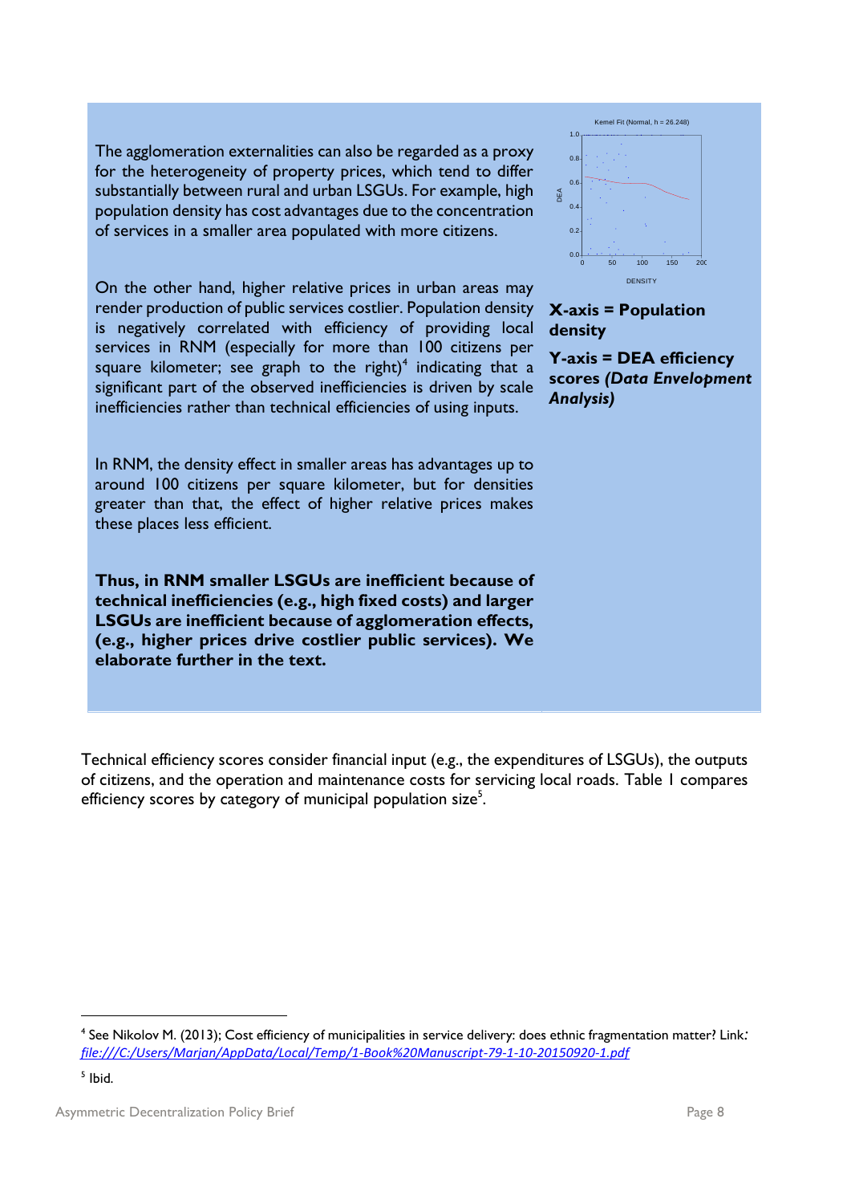The agglomeration externalities can also be regarded as a proxy for the heterogeneity of property prices, which tend to differ substantially between rural and urban LSGUs. For example, high population density has cost advantages due to the concentration of services in a smaller area populated with more citizens.

On the other hand, higher relative prices in urban areas may render production of public services costlier. Population density is negatively correlated with efficiency of providing local services in RNM (especially for more than 100 citizens per square kilometer; see graph to the right)[4] indicating that a significant part of the observed inefficiencies is driven by scale inefficiencies rather than technical efficiencies of using inputs.

In RNM, the density effect in smaller areas has advantages up to around 100 citizens per square kilometer, but for densities greater than that, the effect of higher relative prices makes these places less efficient.

**Thus, in RNM smaller LSGUs are inefficient because of technical inefficiencies (e.g., high fixed costs) and larger LSGUs are inefficient because of agglomeration effects, (e.g., higher prices drive costlier public services). We elaborate further in the text.**

Kernel Fit (Normal, h = 26.248)

**X-axis = Population density**

**Y-axis = DEA efficiency scores *(Data Envelopment Analysis)***

Technical efficiency scores consider financial input (e.g., the expenditures of LSGUs), the outputs of citizens, and the operation and maintenance costs for servicing local roads. Table 1 compares efficiency scores by category of municipal population size[5].

---

[4] See Nikolov M. (2013); Cost efficiency of municipalities in service delivery: does ethnic fragmentation matter? Link: *file:///C:/Users/Marjan/AppData/Local/Temp/1-Book%20Manuscript-79-1-10-20150920-1.pdf*

[5] Ibid.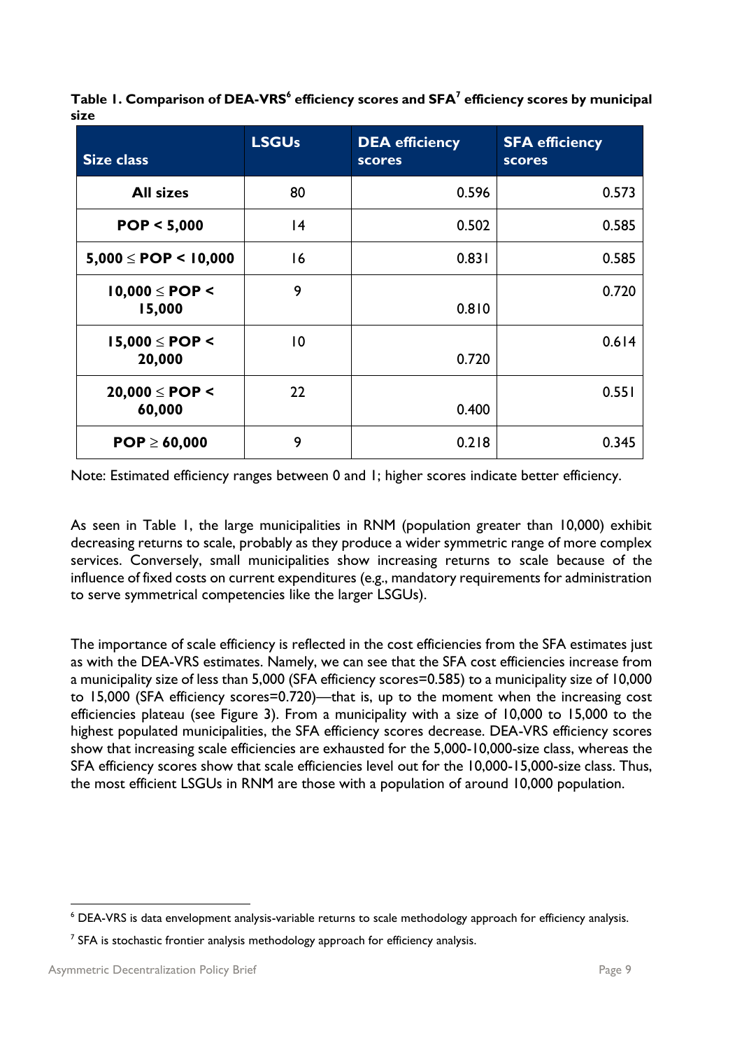**Table 1. Comparison of DEA-VRS[6] efficiency scores and SFA[7] efficiency scores by municipal size**

| Size class | LSGUs | DEA efficiency scores | SFA efficiency scores |
| --- | --- | --- | --- |
| **All sizes** | 80 | 0.596 | 0.573 |
| **POP < 5,000** | 14 | 0.502 | 0.585 |
| **5,000 ≤ POP < 10,000** | 16 | 0.831 | 0.585 |
| **10,000 ≤ POP < 15,000** | 9 | 0.810 | 0.720 |
| **15,000 ≤ POP < 20,000** | 10 | 0.720 | 0.614 |
| **20,000 ≤ POP < 60,000** | 22 | 0.400 | 0.551 |
| **POP ≥ 60,000** | 9 | 0.218 | 0.345 |

Note: Estimated efficiency ranges between 0 and 1; higher scores indicate better efficiency.

As seen in Table 1, the large municipalities in RNM (population greater than 10,000) exhibit decreasing returns to scale, probably as they produce a wider symmetric range of more complex services. Conversely, small municipalities show increasing returns to scale because of the influence of fixed costs on current expenditures (e.g., mandatory requirements for administration to serve symmetrical competencies like the larger LSGUs).

The importance of scale efficiency is reflected in the cost efficiencies from the SFA estimates just as with the DEA-VRS estimates. Namely, we can see that the SFA cost efficiencies increase from a municipality size of less than 5,000 (SFA efficiency scores=0.585) to a municipality size of 10,000 to 15,000 (SFA efficiency scores=0.720)—that is, up to the moment when the increasing cost efficiencies plateau (see Figure 3). From a municipality with a size of 10,000 to 15,000 to the highest populated municipalities, the SFA efficiency scores decrease. DEA-VRS efficiency scores show that increasing scale efficiencies are exhausted for the 5,000-10,000-size class, whereas the SFA efficiency scores show that scale efficiencies level out for the 10,000-15,000-size class. Thus, the most efficient LSGUs in RNM are those with a population of around 10,000 population.

[6] DEA-VRS is data envelopment analysis-variable returns to scale methodology approach for efficiency analysis.

[7] SFA is stochastic frontier analysis methodology approach for efficiency analysis.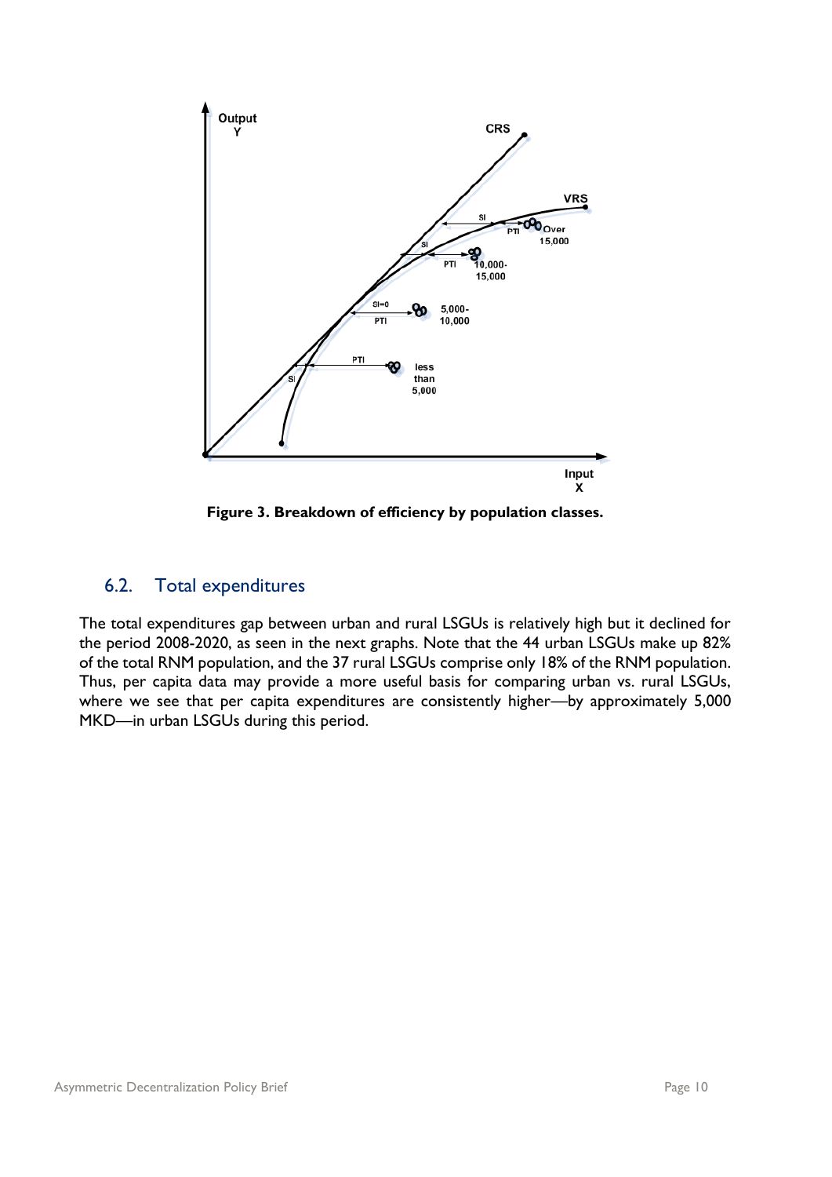Figure 3. Breakdown of efficiency by population classes.

## 6.2. Total expenditures

The total expenditures gap between urban and rural LSGUs is relatively high but it declined for the period 2008-2020, as seen in the next graphs. Note that the 44 urban LSGUs make up 82% of the total RNM population, and the 37 rural LSGUs comprise only 18% of the RNM population. Thus, per capita data may provide a more useful basis for comparing urban vs. rural LSGUs, where we see that per capita expenditures are consistently higher—by approximately 5,000 MKD—in urban LSGUs during this period.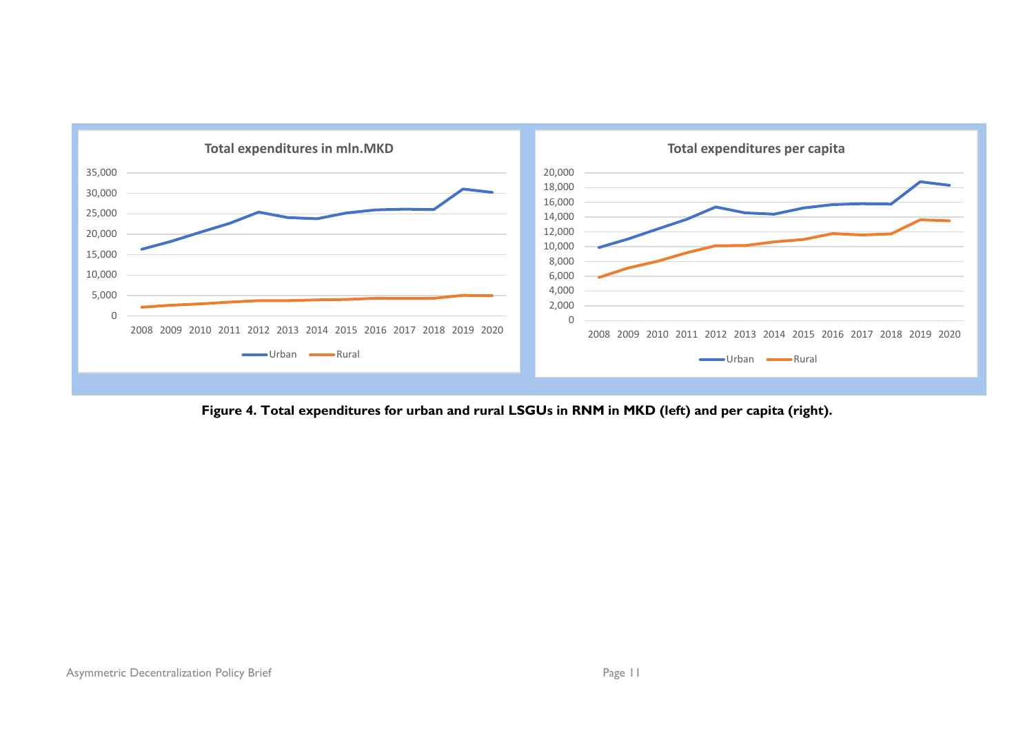**Figure 4. Total expenditures for urban and rural LSGUs in RNM in MKD (left) and per capita (right).**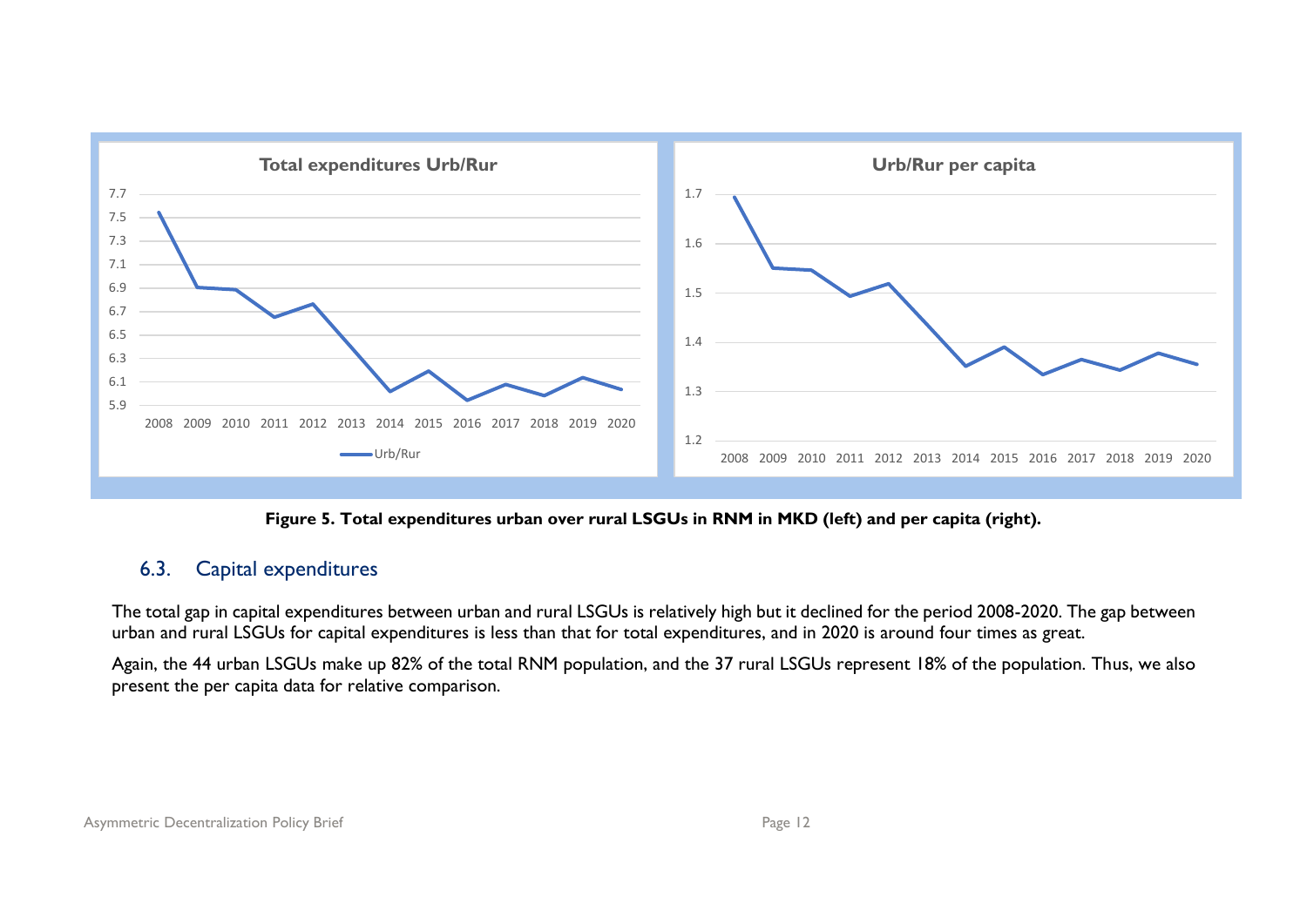**Figure 5. Total expenditures urban over rural LSGUs in RNM in MKD (left) and per capita (right).**

## 6.3. Capital expenditures

The total gap in capital expenditures between urban and rural LSGUs is relatively high but it declined for the period 2008-2020. The gap between urban and rural LSGUs for capital expenditures is less than that for total expenditures, and in 2020 is around four times as great.

Again, the 44 urban LSGUs make up 82% of the total RNM population, and the 37 rural LSGUs represent 18% of the population. Thus, we also present the per capita data for relative comparison.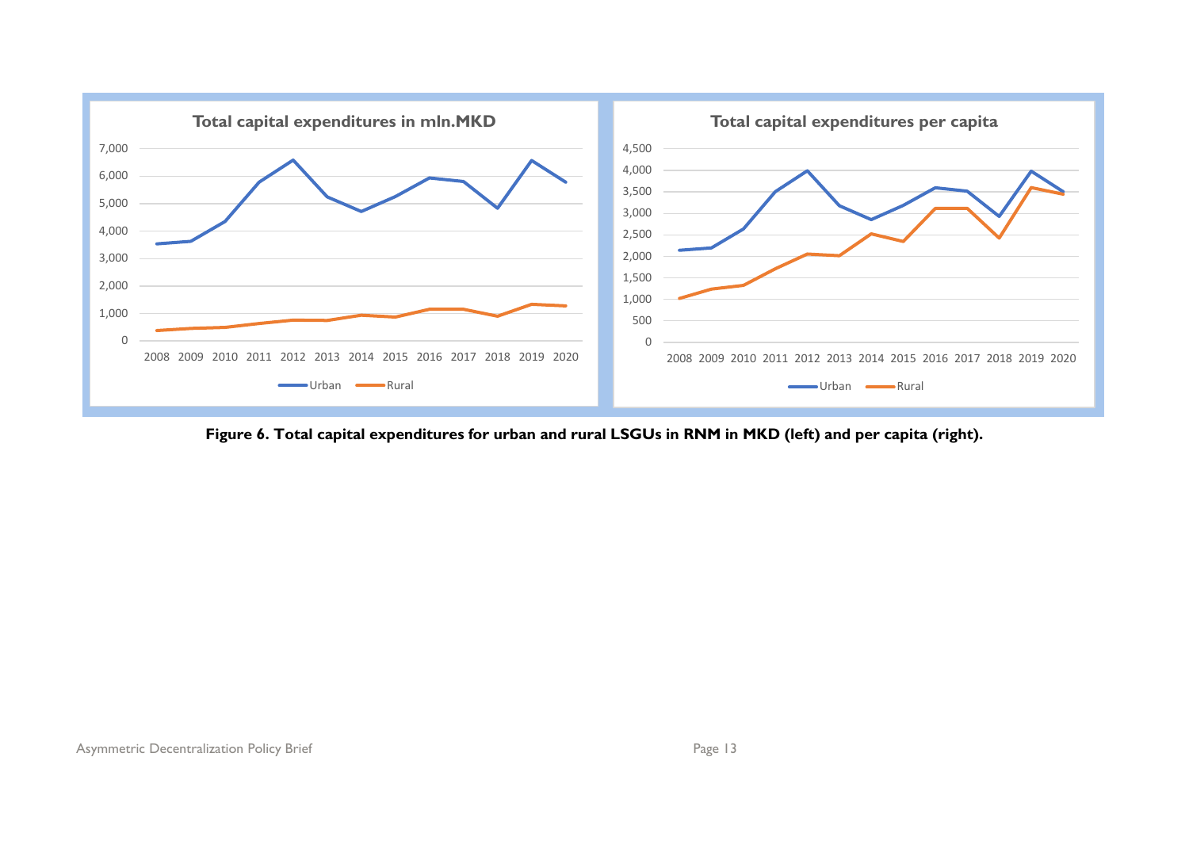**Figure 6. Total capital expenditures for urban and rural LSGUs in RNM in MKD (left) and per capita (right).**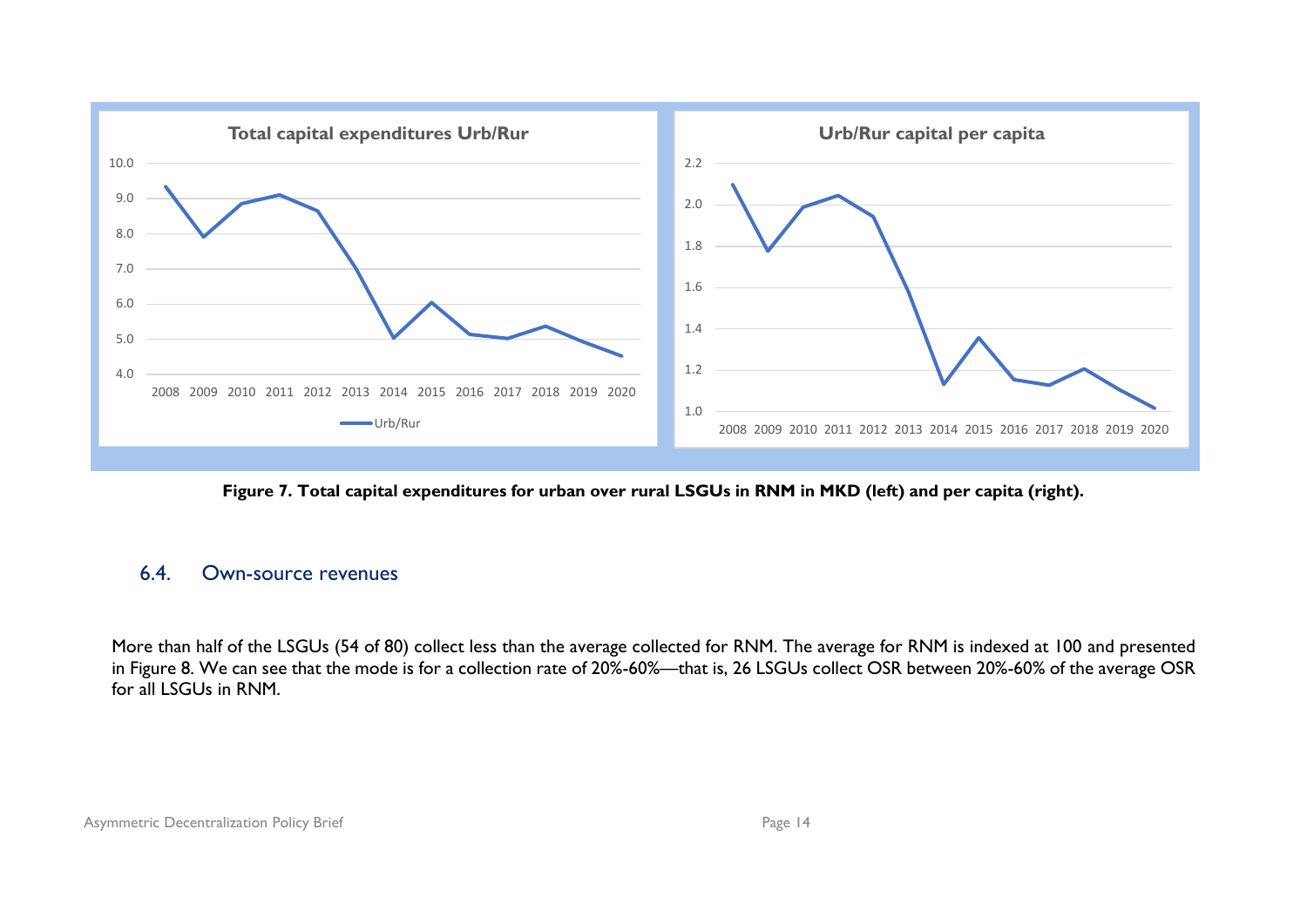Figure 7. Total capital expenditures for urban over rural LSGUs in RNM in MKD (left) and per capita (right).

## 6.4. Own-source revenues

More than half of the LSGUs (54 of 80) collect less than the average collected for RNM. The average for RNM is indexed at 100 and presented in Figure 8. We can see that the mode is for a collection rate of 20%-60%—that is, 26 LSGUs collect OSR between 20%-60% of the average OSR for all LSGUs in RNM.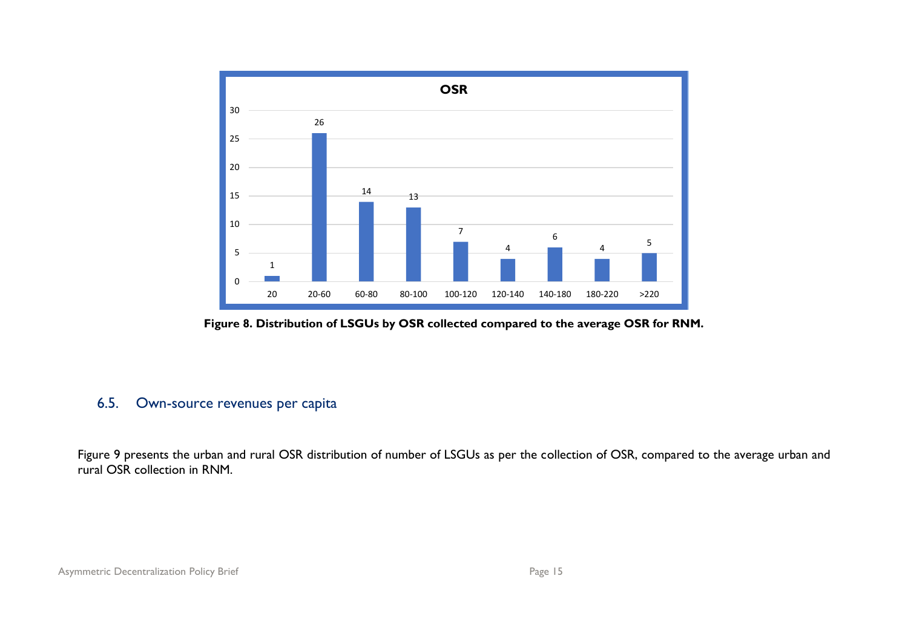**Figure 8. Distribution of LSGUs by OSR collected compared to the average OSR for RNM.**

## 6.5. Own-source revenues per capita

Figure 9 presents the urban and rural OSR distribution of number of LSGUs as per the collection of OSR, compared to the average urban and rural OSR collection in RNM.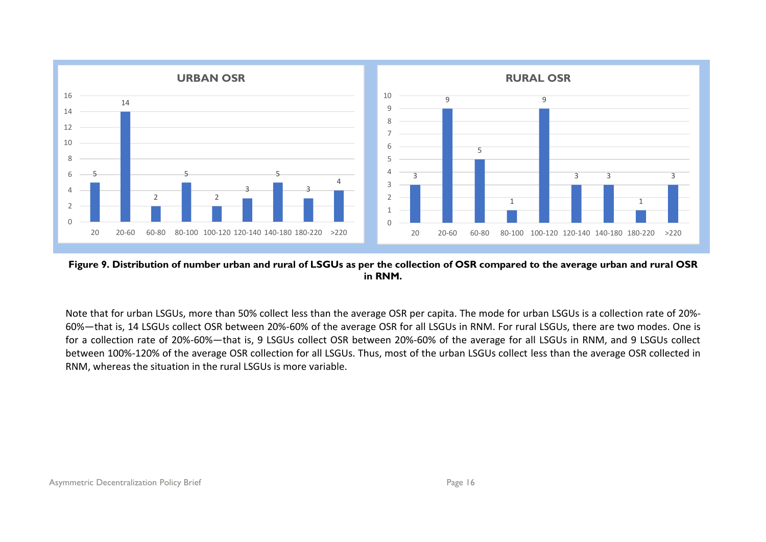**URBAN OSR**

| OSR range | Number of LSGUs |
| --- | --- |
| 20 | 5 |
| 20-60 | 14 |
| 60-80 | 2 |
| 80-100 | 5 |
| 100-120 | 2 |
| 120-140 | 3 |
| 140-180 | 5 |
| 180-220 | 3 |
| >220 | 4 |

**RURAL OSR**

| OSR range | Number of LSGUs |
| --- | --- |
| 20 | 3 |
| 20-60 | 9 |
| 60-80 | 5 |
| 80-100 | 1 |
| 100-120 | 9 |
| 120-140 | 3 |
| 140-180 | 3 |
| 180-220 | 1 |
| >220 | 3 |

**Figure 9. Distribution of number urban and rural of LSGUs as per the collection of OSR compared to the average urban and rural OSR in RNM.**

Note that for urban LSGUs, more than 50% collect less than the average OSR per capita. The mode for urban LSGUs is a collection rate of 20%-60%—that is, 14 LSGUs collect OSR between 20%-60% of the average OSR for all LSGUs in RNM. For rural LSGUs, there are two modes. One is for a collection rate of 20%-60%—that is, 9 LSGUs collect OSR between 20%-60% of the average for all LSGUs in RNM, and 9 LSGUs collect between 100%-120% of the average OSR collection for all LSGUs. Thus, most of the urban LSGUs collect less than the average OSR collected in RNM, whereas the situation in the rural LSGUs is more variable.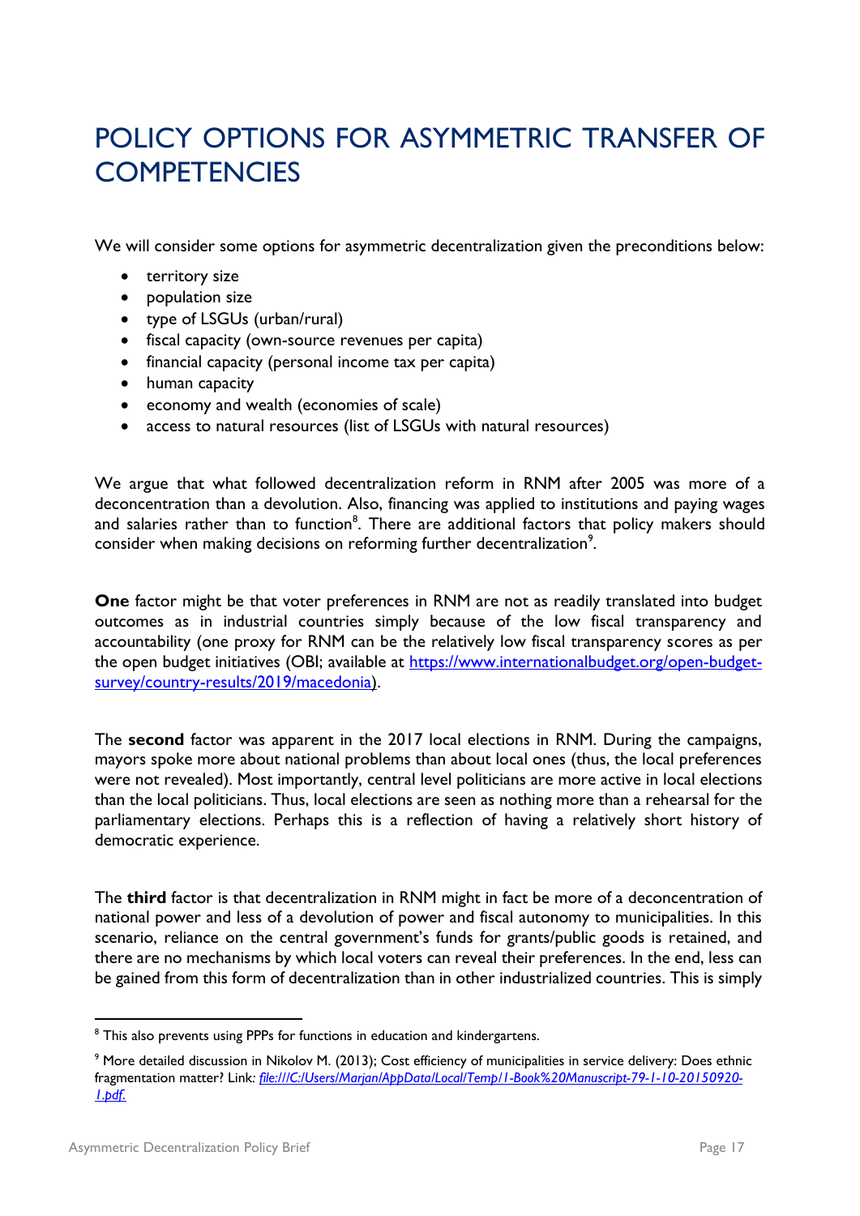# POLICY OPTIONS FOR ASYMMETRIC TRANSFER OF COMPETENCIES

We will consider some options for asymmetric decentralization given the preconditions below:

- territory size
- population size
- type of LSGUs (urban/rural)
- fiscal capacity (own-source revenues per capita)
- financial capacity (personal income tax per capita)
- human capacity
- economy and wealth (economies of scale)
- access to natural resources (list of LSGUs with natural resources)

We argue that what followed decentralization reform in RNM after 2005 was more of a deconcentration than a devolution. Also, financing was applied to institutions and paying wages and salaries rather than to function[8]. There are additional factors that policy makers should consider when making decisions on reforming further decentralization[9].

**One** factor might be that voter preferences in RNM are not as readily translated into budget outcomes as in industrial countries simply because of the low fiscal transparency and accountability (one proxy for RNM can be the relatively low fiscal transparency scores as per the open budget initiatives (OBI; available at https://www.internationalbudget.org/open-budget-survey/country-results/2019/macedonia).

The **second** factor was apparent in the 2017 local elections in RNM. During the campaigns, mayors spoke more about national problems than about local ones (thus, the local preferences were not revealed). Most importantly, central level politicians are more active in local elections than the local politicians. Thus, local elections are seen as nothing more than a rehearsal for the parliamentary elections. Perhaps this is a reflection of having a relatively short history of democratic experience.

The **third** factor is that decentralization in RNM might in fact be more of a deconcentration of national power and less of a devolution of power and fiscal autonomy to municipalities. In this scenario, reliance on the central government's funds for grants/public goods is retained, and there are no mechanisms by which local voters can reveal their preferences. In the end, less can be gained from this form of decentralization than in other industrialized countries. This is simply

---

[8] This also prevents using PPPs for functions in education and kindergartens.

[9] More detailed discussion in Nikolov M. (2013); Cost efficiency of municipalities in service delivery: Does ethnic fragmentation matter? Link: *file:///C:/Users/Marjan/AppData/Local/Temp/1-Book%20Manuscript-79-1-10-20150920-1.pdf.*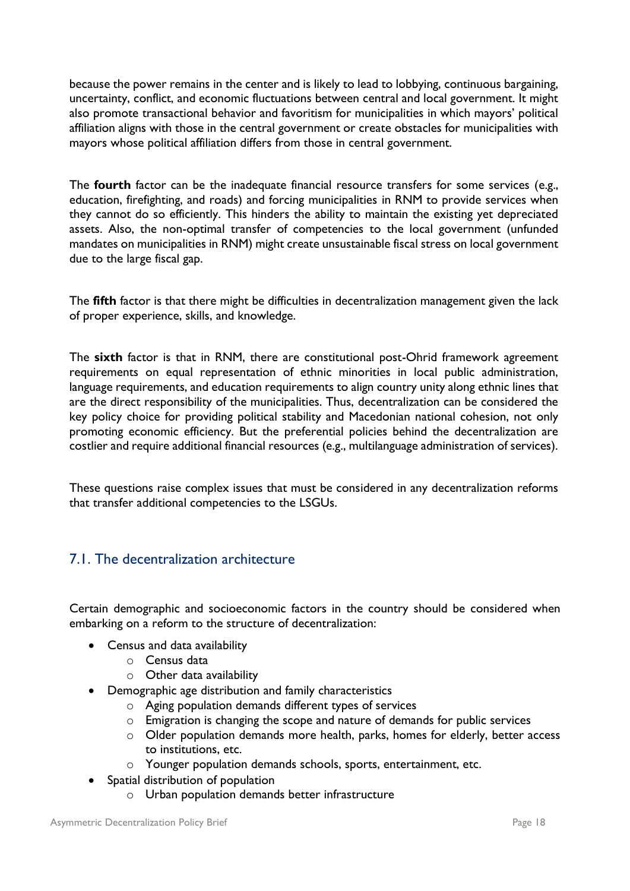because the power remains in the center and is likely to lead to lobbying, continuous bargaining, uncertainty, conflict, and economic fluctuations between central and local government. It might also promote transactional behavior and favoritism for municipalities in which mayors' political affiliation aligns with those in the central government or create obstacles for municipalities with mayors whose political affiliation differs from those in central government.

The **fourth** factor can be the inadequate financial resource transfers for some services (e.g., education, firefighting, and roads) and forcing municipalities in RNM to provide services when they cannot do so efficiently. This hinders the ability to maintain the existing yet depreciated assets. Also, the non-optimal transfer of competencies to the local government (unfunded mandates on municipalities in RNM) might create unsustainable fiscal stress on local government due to the large fiscal gap.

The **fifth** factor is that there might be difficulties in decentralization management given the lack of proper experience, skills, and knowledge.

The **sixth** factor is that in RNM, there are constitutional post-Ohrid framework agreement requirements on equal representation of ethnic minorities in local public administration, language requirements, and education requirements to align country unity along ethnic lines that are the direct responsibility of the municipalities. Thus, decentralization can be considered the key policy choice for providing political stability and Macedonian national cohesion, not only promoting economic efficiency. But the preferential policies behind the decentralization are costlier and require additional financial resources (e.g., multilanguage administration of services).

These questions raise complex issues that must be considered in any decentralization reforms that transfer additional competencies to the LSGUs.

## 7.1. The decentralization architecture

Certain demographic and socioeconomic factors in the country should be considered when embarking on a reform to the structure of decentralization:

- Census and data availability
  - Census data
  - Other data availability
- Demographic age distribution and family characteristics
  - Aging population demands different types of services
  - Emigration is changing the scope and nature of demands for public services
  - Older population demands more health, parks, homes for elderly, better access to institutions, etc.
  - Younger population demands schools, sports, entertainment, etc.
- Spatial distribution of population
  - Urban population demands better infrastructure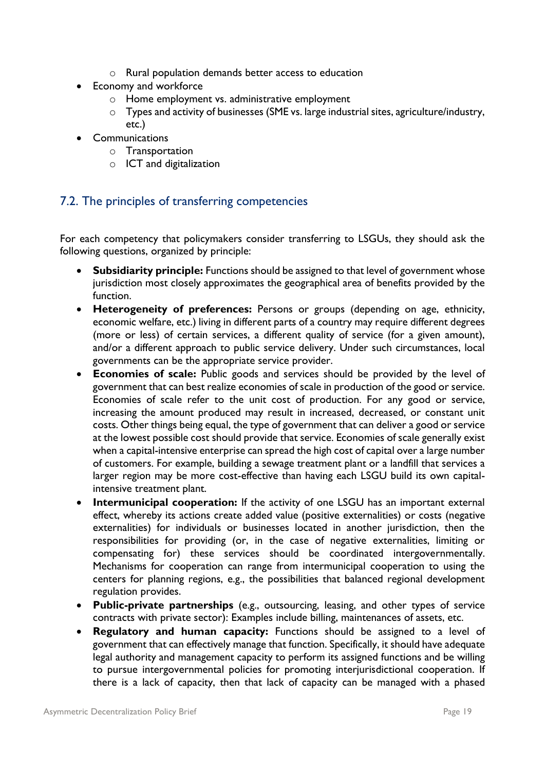- Rural population demands better access to education
- Economy and workforce
    - Home employment vs. administrative employment
    - Types and activity of businesses (SME vs. large industrial sites, agriculture/industry, etc.)
- Communications
    - Transportation
    - ICT and digitalization

## 7.2. The principles of transferring competencies

For each competency that policymakers consider transferring to LSGUs, they should ask the following questions, organized by principle:

- **Subsidiarity principle:** Functions should be assigned to that level of government whose jurisdiction most closely approximates the geographical area of benefits provided by the function.
- **Heterogeneity of preferences:** Persons or groups (depending on age, ethnicity, economic welfare, etc.) living in different parts of a country may require different degrees (more or less) of certain services, a different quality of service (for a given amount), and/or a different approach to public service delivery. Under such circumstances, local governments can be the appropriate service provider.
- **Economies of scale:** Public goods and services should be provided by the level of government that can best realize economies of scale in production of the good or service. Economies of scale refer to the unit cost of production. For any good or service, increasing the amount produced may result in increased, decreased, or constant unit costs. Other things being equal, the type of government that can deliver a good or service at the lowest possible cost should provide that service. Economies of scale generally exist when a capital-intensive enterprise can spread the high cost of capital over a large number of customers. For example, building a sewage treatment plant or a landfill that services a larger region may be more cost-effective than having each LSGU build its own capital-intensive treatment plant.
- **Intermunicipal cooperation:** If the activity of one LSGU has an important external effect, whereby its actions create added value (positive externalities) or costs (negative externalities) for individuals or businesses located in another jurisdiction, then the responsibilities for providing (or, in the case of negative externalities, limiting or compensating for) these services should be coordinated intergovernmentally. Mechanisms for cooperation can range from intermunicipal cooperation to using the centers for planning regions, e.g., the possibilities that balanced regional development regulation provides.
- **Public-private partnerships** (e.g., outsourcing, leasing, and other types of service contracts with private sector): Examples include billing, maintenances of assets, etc.
- **Regulatory and human capacity:** Functions should be assigned to a level of government that can effectively manage that function. Specifically, it should have adequate legal authority and management capacity to perform its assigned functions and be willing to pursue intergovernmental policies for promoting interjurisdictional cooperation. If there is a lack of capacity, then that lack of capacity can be managed with a phased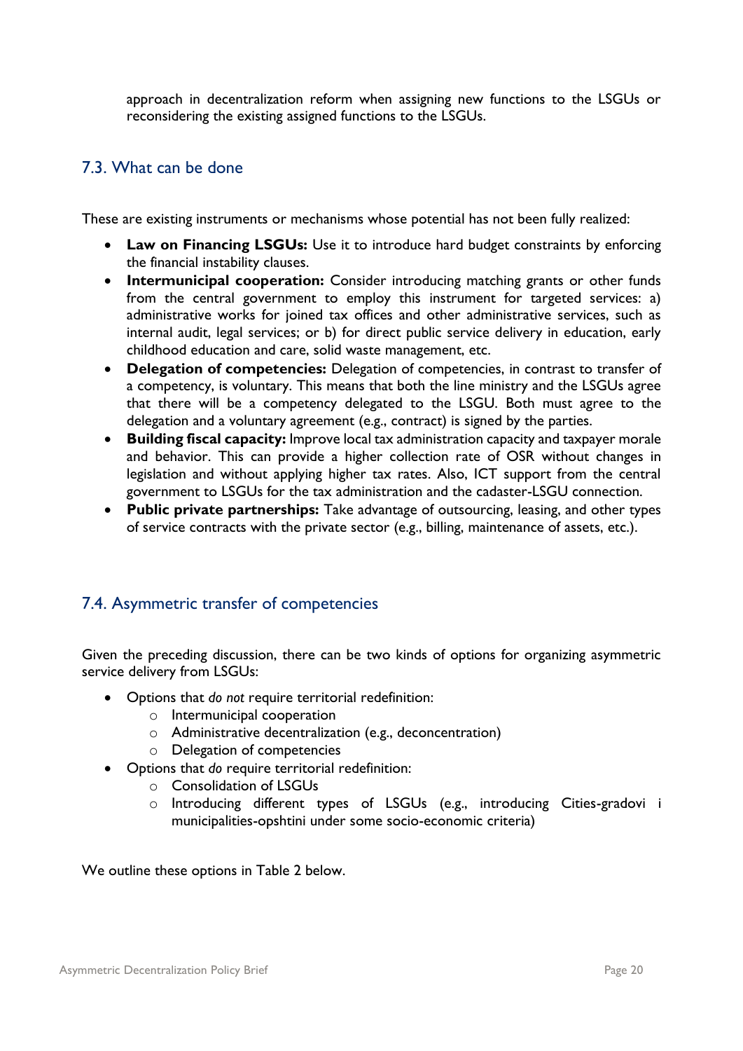approach in decentralization reform when assigning new functions to the LSGUs or reconsidering the existing assigned functions to the LSGUs.

## 7.3. What can be done

These are existing instruments or mechanisms whose potential has not been fully realized:

- **Law on Financing LSGUs:** Use it to introduce hard budget constraints by enforcing the financial instability clauses.
- **Intermunicipal cooperation:** Consider introducing matching grants or other funds from the central government to employ this instrument for targeted services: a) administrative works for joined tax offices and other administrative services, such as internal audit, legal services; or b) for direct public service delivery in education, early childhood education and care, solid waste management, etc.
- **Delegation of competencies:** Delegation of competencies, in contrast to transfer of a competency, is voluntary. This means that both the line ministry and the LSGUs agree that there will be a competency delegated to the LSGU. Both must agree to the delegation and a voluntary agreement (e.g., contract) is signed by the parties.
- **Building fiscal capacity:** Improve local tax administration capacity and taxpayer morale and behavior. This can provide a higher collection rate of OSR without changes in legislation and without applying higher tax rates. Also, ICT support from the central government to LSGUs for the tax administration and the cadaster-LSGU connection.
- **Public private partnerships:** Take advantage of outsourcing, leasing, and other types of service contracts with the private sector (e.g., billing, maintenance of assets, etc.).

## 7.4. Asymmetric transfer of competencies

Given the preceding discussion, there can be two kinds of options for organizing asymmetric service delivery from LSGUs:

- Options that *do not* require territorial redefinition:
  - Intermunicipal cooperation
  - Administrative decentralization (e.g., deconcentration)
  - Delegation of competencies
- Options that *do* require territorial redefinition:
  - Consolidation of LSGUs
  - Introducing different types of LSGUs (e.g., introducing Cities-gradovi i municipalities-opshtini under some socio-economic criteria)

We outline these options in Table 2 below.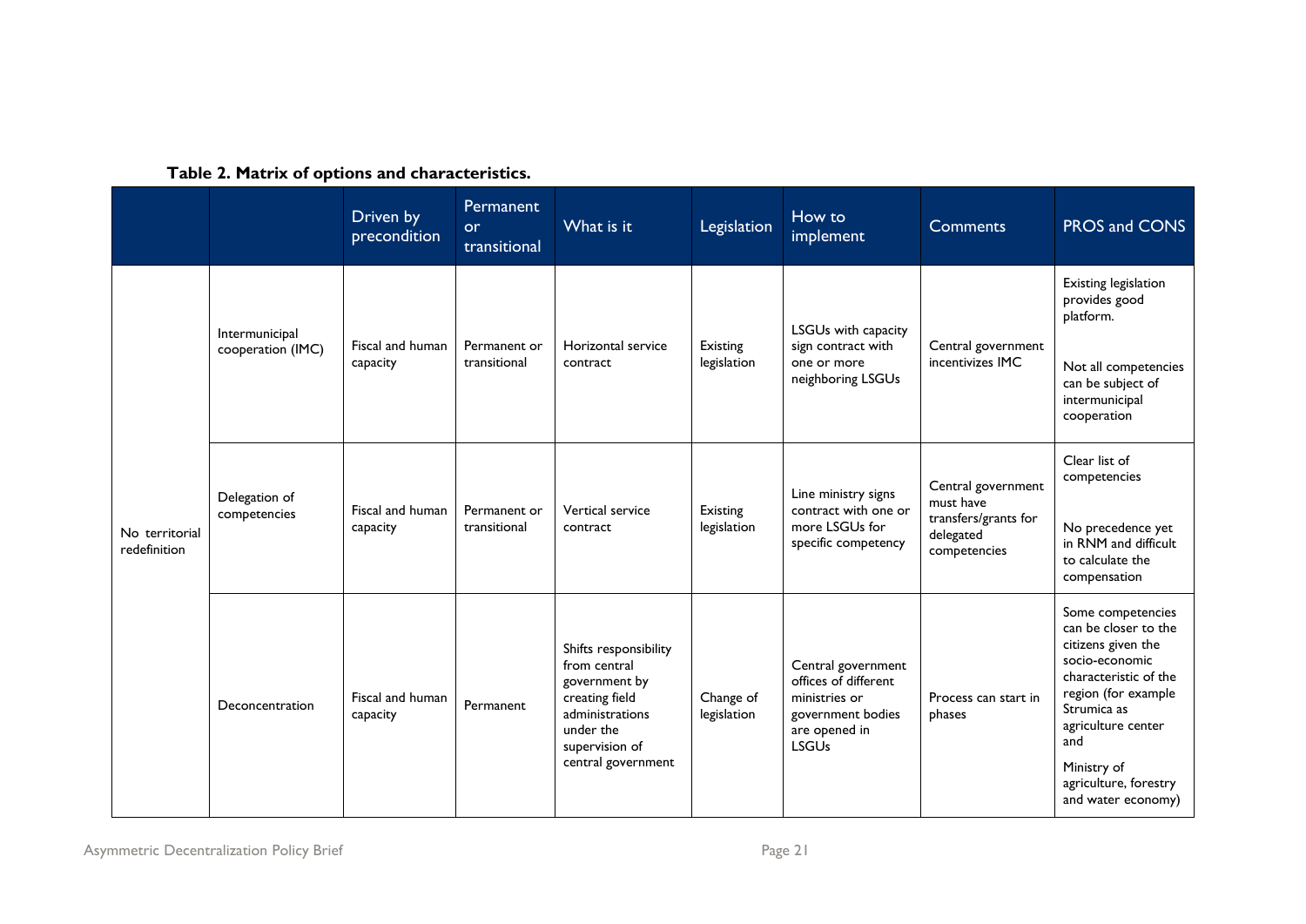**Table 2. Matrix of options and characteristics.**

| | | Driven by precondition | Permanent or transitional | What is it | Legislation | How to implement | Comments | PROS and CONS |
|---|---|---|---|---|---|---|---|---|
| No territorial redefinition | Intermunicipal cooperation (IMC) | Fiscal and human capacity | Permanent or transitional | Horizontal service contract | Existing legislation | LSGUs with capacity sign contract with one or more neighboring LSGUs | Central government incentivizes IMC | Existing legislation provides good platform.<br><br>Not all competencies can be subject of intermunicipal cooperation |
| | Delegation of competencies | Fiscal and human capacity | Permanent or transitional | Vertical service contract | Existing legislation | Line ministry signs contract with one or more LSGUs for specific competency | Central government must have transfers/grants for delegated competencies | Clear list of competencies<br><br>No precedence yet in RNM and difficult to calculate the compensation |
| | Deconcentration | Fiscal and human capacity | Permanent | Shifts responsibility from central government by creating field administrations under the supervision of central government | Change of legislation | Central government offices of different ministries or government bodies are opened in LSGUs | Process can start in phases | Some competencies can be closer to the citizens given the socio-economic characteristic of the region (for example Strumica as agriculture center and<br><br>Ministry of agriculture, forestry and water economy) |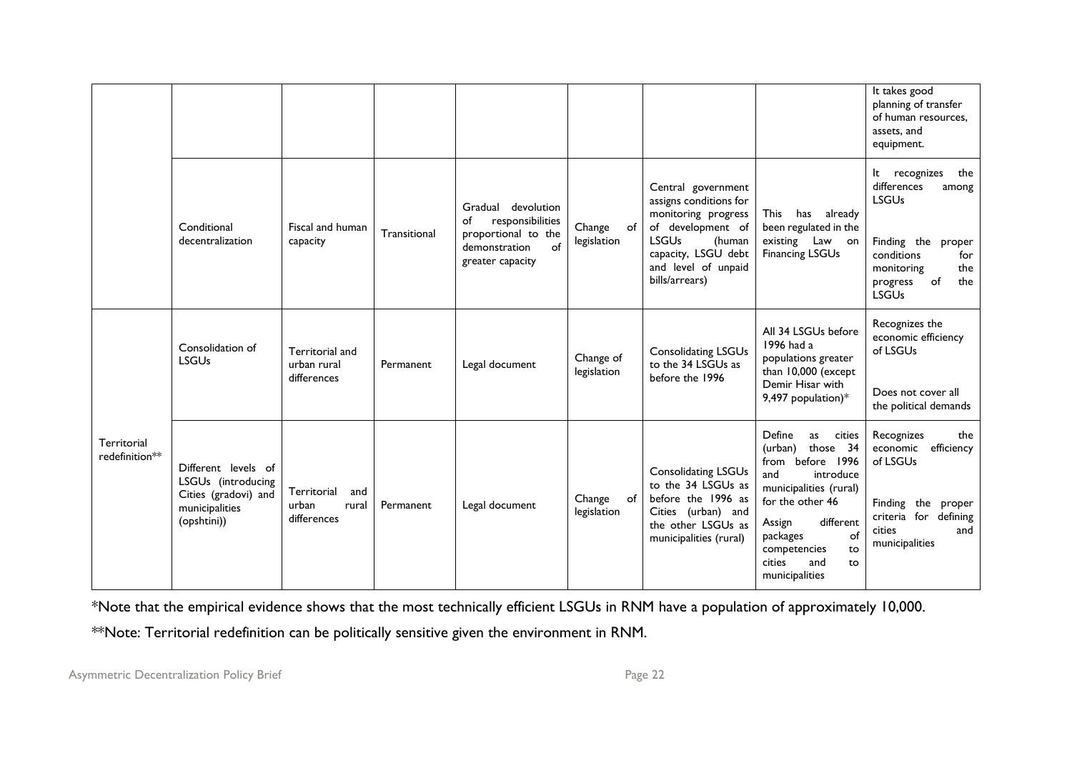| | | | | | | | | |
|---|---|---|---|---|---|---|---|---|
| | | | | | | | | It takes good planning of transfer of human resources, assets, and equipment. |
| | Conditional decentralization | Fiscal and human capacity | Transitional | Gradual devolution of responsibilities proportional to the demonstration of greater capacity | Change of legislation | Central government assigns conditions for monitoring progress of development of LSGUs (human capacity, LSGU debt and level of unpaid bills/arrears) | This has already been regulated in the existing Law on Financing LSGUs | It recognizes the differences among LSGUs<br><br>Finding the proper conditions for monitoring the progress of the LSGUs |
| Territorial redefinition** | Consolidation of LSGUs | Territorial and urban rural differences | Permanent | Legal document | Change of legislation | Consolidating LSGUs to the 34 LSGUs as before the 1996 | All 34 LSGUs before 1996 had a populations greater than 10,000 (except Demir Hisar with 9,497 population)* | Recognizes the economic efficiency of LSGUs<br><br>Does not cover all the political demands |
| | Different levels of LSGUs (introducing Cities (gradovi) and municipalities (opshtini)) | Territorial and urban rural differences | Permanent | Legal document | Change of legislation | Consolidating LSGUs to the 34 LSGUs as before the 1996 as Cities (urban) and the other LSGUs as municipalities (rural) | Define as cities (urban) those 34 from before 1996 and introduce municipalities (rural) for the other 46<br><br>Assign different packages of competencies to cities and to municipalities | Recognizes the economic efficiency of LSGUs<br><br>Finding the proper criteria for defining cities and municipalities |

*Note that the empirical evidence shows that the most technically efficient LSGUs in RNM have a population of approximately 10,000.

**Note: Territorial redefinition can be politically sensitive given the environment in RNM.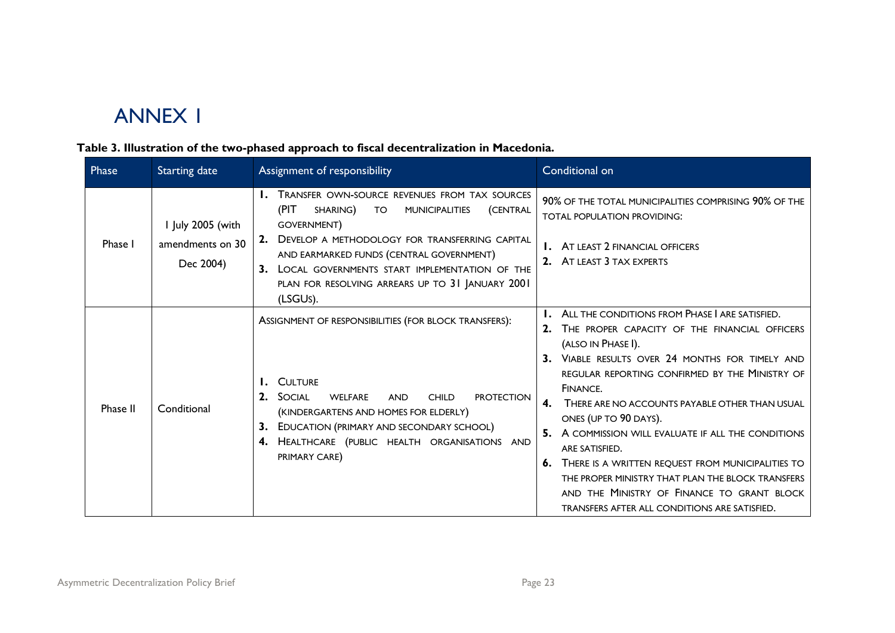# ANNEX 1

**Table 3. Illustration of the two-phased approach to fiscal decentralization in Macedonia.**

| Phase | Starting date | Assignment of responsibility | Conditional on |
|---|---|---|---|
| Phase I | 1 July 2005 (with amendments on 30 Dec 2004) | 1. Transfer own-source revenues from tax sources (PIT sharing) to municipalities (central government)<br>2. Develop a methodology for transferring capital and earmarked funds (central government)<br>3. Local governments start implementation of the plan for resolving arrears up to 31 January 2001 (LSGUs). | 90% of the total municipalities comprising 90% of the total population providing:<br>1. At least 2 financial officers<br>2. At least 3 tax experts |
| Phase II | Conditional | Assignment of responsibilities (for block transfers):<br>1. Culture<br>2. Social welfare and child protection (kindergartens and homes for elderly)<br>3. Education (primary and secondary school)<br>4. Healthcare (public health organisations and primary care) | 1. All the conditions from Phase I are satisfied.<br>2. The proper capacity of the financial officers (also in Phase I).<br>3. Viable results over 24 months for timely and regular reporting confirmed by the Ministry of Finance.<br>4. There are no accounts payable other than usual ones (up to 90 days).<br>5. A commission will evaluate if all the conditions are satisfied.<br>6. There is a written request from municipalities to the proper ministry that plan the block transfers and the Ministry of Finance to grant block transfers after all conditions are satisfied. |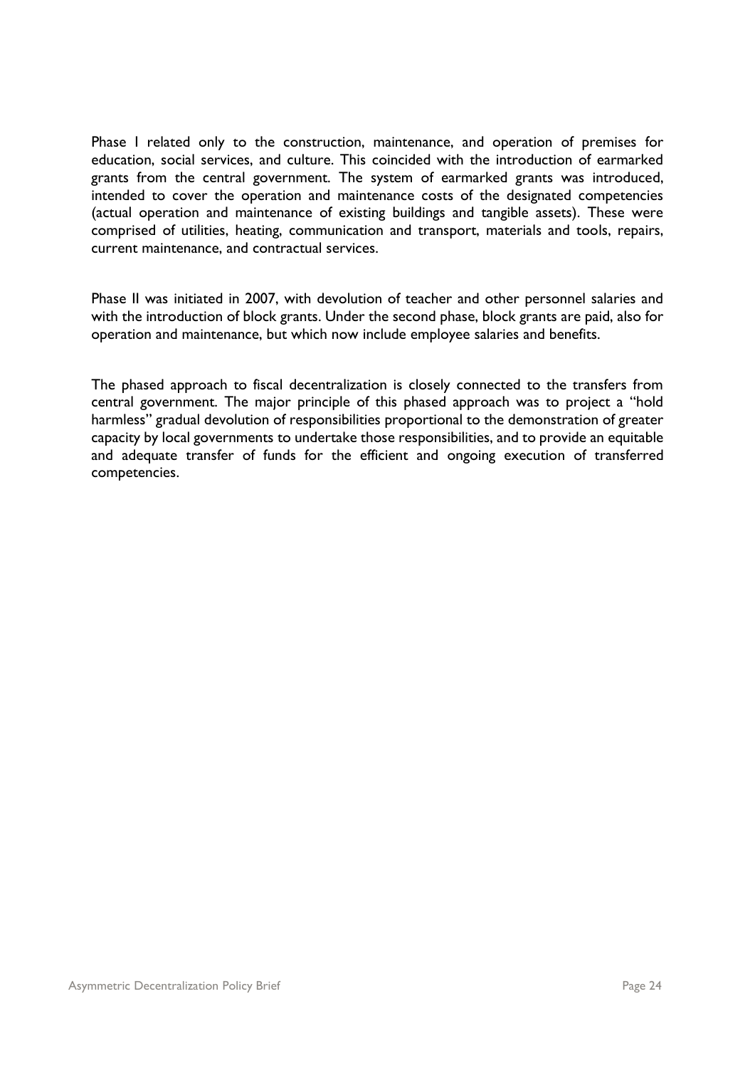Phase I related only to the construction, maintenance, and operation of premises for education, social services, and culture. This coincided with the introduction of earmarked grants from the central government. The system of earmarked grants was introduced, intended to cover the operation and maintenance costs of the designated competencies (actual operation and maintenance of existing buildings and tangible assets). These were comprised of utilities, heating, communication and transport, materials and tools, repairs, current maintenance, and contractual services.

Phase II was initiated in 2007, with devolution of teacher and other personnel salaries and with the introduction of block grants. Under the second phase, block grants are paid, also for operation and maintenance, but which now include employee salaries and benefits.

The phased approach to fiscal decentralization is closely connected to the transfers from central government. The major principle of this phased approach was to project a "hold harmless" gradual devolution of responsibilities proportional to the demonstration of greater capacity by local governments to undertake those responsibilities, and to provide an equitable and adequate transfer of funds for the efficient and ongoing execution of transferred competencies.